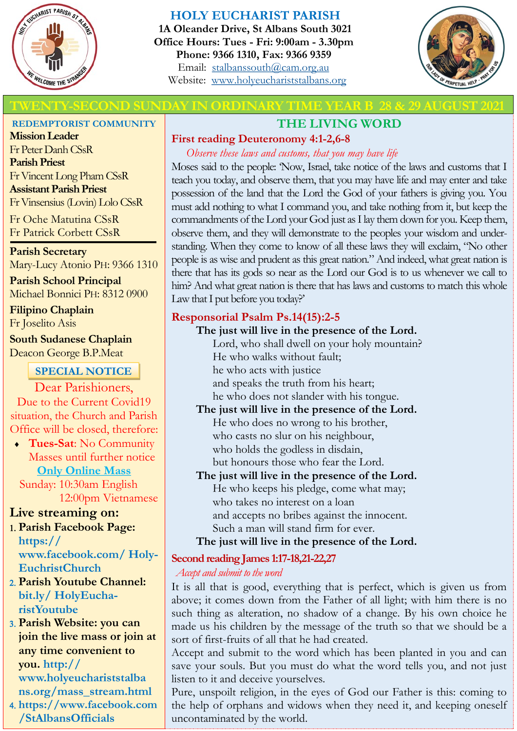# HOLY EUCHARIST PARISH

**1A Oleander Drive, St Albans South 3021**
**Office Hours: Tues - Fri: 9:00am - 3.30pm**
**Phone: 9366 1310, Fax: 9366 9359**
Email: stalbanssouth@cam.org.au
Website: www.holyeucharistsalbans.org

## TWENTY-SECOND SUNDAY IN ORDINARY TIME YEAR B 28 & 29 AUGUST 2021

### REDEMPTORIST COMMUNITY

**Mission Leader**
Fr Peter Danh CSsR
**Parish Priest**
Fr Vincent Long Pham CSsR
**Assistant Parish Priest**
Fr Vinsensius (Lovin) Lolo CSsR
Fr Oche Matutina CSsR
Fr Patrick Corbett CSsR

**Parish Secretary**
Mary-Lucy Atonio PH: 9366 1310

**Parish School Principal**
Michael Bonnici PH: 8312 0900

**Filipino Chaplain**
Fr Joselito Asis

**South Sudanese Chaplain**
Deacon George B.P.Meat

### SPECIAL NOTICE

Dear Parishioners,
Due to the Current Covid19 situation, the Church and Parish Office will be closed, therefore:

- **Tues-Sat**: No Community Masses until further notice

**Only Online Mass**
Sunday: 10:30am English
12:00pm Vietnamese

**Live streaming on:**

1. **Parish Facebook Page: https://www.facebook.com/ HolyEuchristChurch**
2. **Parish Youtube Channel: bit.ly/ HolyEucharistYoutube**
3. **Parish Website: you can join the live mass or join at any time convenient to you. http://www.holyeucharistststalbans.org/mass_stream.html**
4. **https://www.facebook.com/StAlbansOfficials**

## THE LIVING WORD

### First reading Deuteronomy 4:1-2,6-8

*Observe these laws and customs, that you may have life*

Moses said to the people: 'Now, Israel, take notice of the laws and customs that I teach you today, and observe them, that you may have life and may enter and take possession of the land that the Lord the God of your fathers is giving you. You must add nothing to what I command you, and take nothing from it, but keep the commandments of the Lord your God just as I lay them down for you. Keep them, observe them, and they will demonstrate to the peoples your wisdom and understanding. When they come to know of all these laws they will exclaim, "No other people is as wise and prudent as this great nation." And indeed, what great nation is there that has its gods so near as the Lord our God is to us whenever we call to him? And what great nation is there that has laws and customs to match this whole Law that I put before you today?'

### Responsorial Psalm Ps.14(15):2-5

**The just will live in the presence of the Lord.**
Lord, who shall dwell on your holy mountain?
He who walks without fault;
he who acts with justice
and speaks the truth from his heart;
he who does not slander with his tongue.
**The just will live in the presence of the Lord.**
He who does no wrong to his brother,
who casts no slur on his neighbour,
who holds the godless in disdain,
but honours those who fear the Lord.
**The just will live in the presence of the Lord.**
He who keeps his pledge, come what may;
who takes no interest on a loan
and accepts no bribes against the innocent.
Such a man will stand firm for ever.
**The just will live in the presence of the Lord.**

### Second reading James 1:17-18,21-22,27

*Accept and submit to the word*

It is all that is good, everything that is perfect, which is given us from above; it comes down from the Father of all light; with him there is no such thing as alteration, no shadow of a change. By his own choice he made us his children by the message of the truth so that we should be a sort of first-fruits of all that he had created.
Accept and submit to the word which has been planted in you and can save your souls. But you must do what the word tells you, and not just listen to it and deceive yourselves.
Pure, unspoilt religion, in the eyes of God our Father is this: coming to the help of orphans and widows when they need it, and keeping oneself uncontaminated by the world.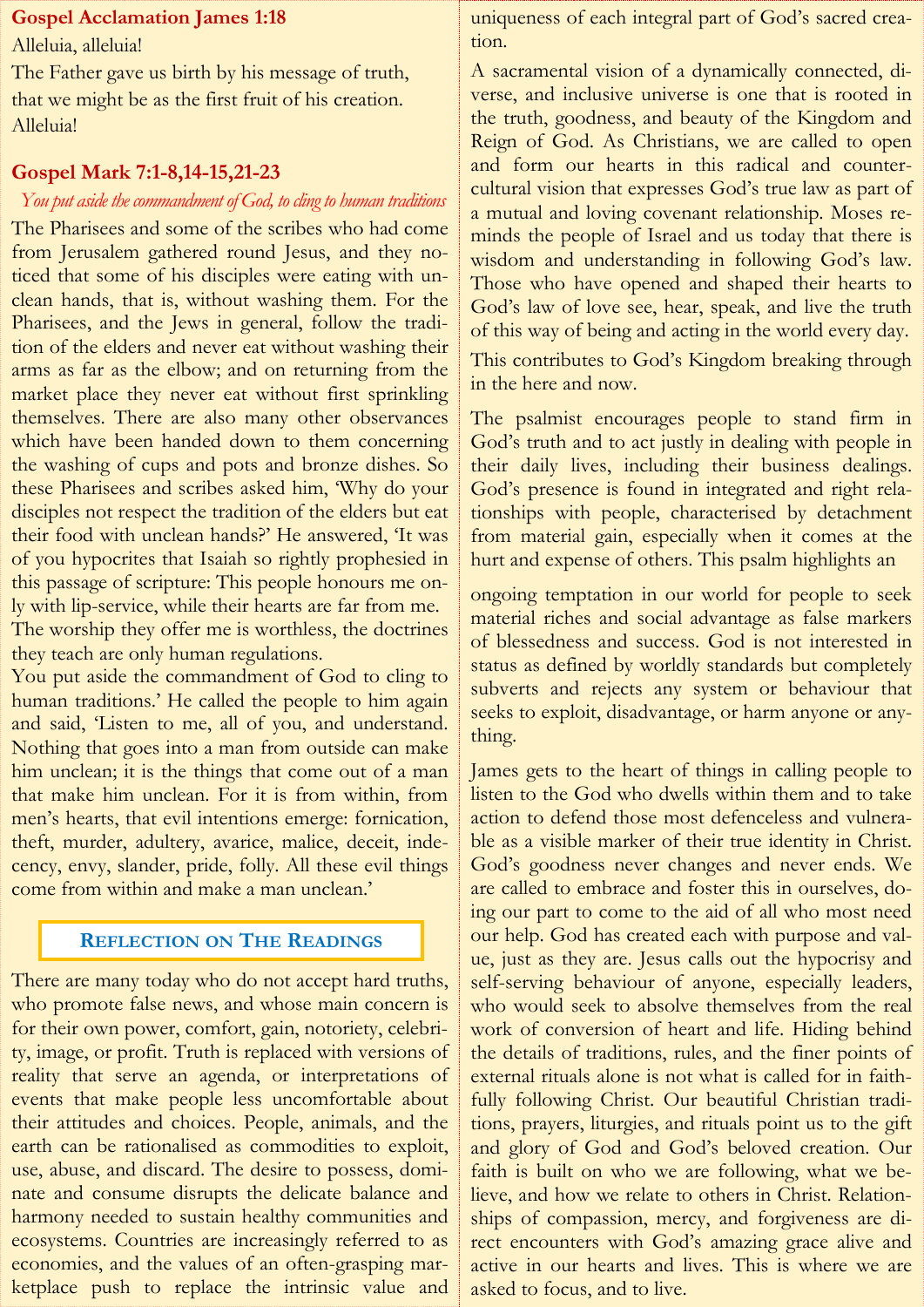## Gospel Acclamation James 1:18

Alleluia, alleluia!

The Father gave us birth by his message of truth, that we might be as the first fruit of his creation.

Alleluia!

## Gospel Mark 7:1-8,14-15,21-23

*You put aside the commandment of God, to cling to human traditions*

The Pharisees and some of the scribes who had come from Jerusalem gathered round Jesus, and they noticed that some of his disciples were eating with unclean hands, that is, without washing them. For the Pharisees, and the Jews in general, follow the tradition of the elders and never eat without washing their arms as far as the elbow; and on returning from the market place they never eat without first sprinkling themselves. There are also many other observances which have been handed down to them concerning the washing of cups and pots and bronze dishes. So these Pharisees and scribes asked him, 'Why do your disciples not respect the tradition of the elders but eat their food with unclean hands?' He answered, 'It was of you hypocrites that Isaiah so rightly prophesied in this passage of scripture: This people honours me only with lip-service, while their hearts are far from me. The worship they offer me is worthless, the doctrines they teach are only human regulations.

You put aside the commandment of God to cling to human traditions.' He called the people to him again and said, 'Listen to me, all of you, and understand. Nothing that goes into a man from outside can make him unclean; it is the things that come out of a man that make him unclean. For it is from within, from men's hearts, that evil intentions emerge: fornication, theft, murder, adultery, avarice, malice, deceit, indecency, envy, slander, pride, folly. All these evil things come from within and make a man unclean.'

## Reflection on The Readings

There are many today who do not accept hard truths, who promote false news, and whose main concern is for their own power, comfort, gain, notoriety, celebrity, image, or profit. Truth is replaced with versions of reality that serve an agenda, or interpretations of events that make people less uncomfortable about their attitudes and choices. People, animals, and the earth can be rationalised as commodities to exploit, use, abuse, and discard. The desire to possess, dominate and consume disrupts the delicate balance and harmony needed to sustain healthy communities and ecosystems. Countries are increasingly referred to as economies, and the values of an often-grasping marketplace push to replace the intrinsic value and uniqueness of each integral part of God's sacred creation.

A sacramental vision of a dynamically connected, diverse, and inclusive universe is one that is rooted in the truth, goodness, and beauty of the Kingdom and Reign of God. As Christians, we are called to open and form our hearts in this radical and countercultural vision that expresses God's true law as part of a mutual and loving covenant relationship. Moses reminds the people of Israel and us today that there is wisdom and understanding in following God's law. Those who have opened and shaped their hearts to God's law of love see, hear, speak, and live the truth of this way of being and acting in the world every day. This contributes to God's Kingdom breaking through in the here and now.

The psalmist encourages people to stand firm in God's truth and to act justly in dealing with people in their daily lives, including their business dealings. God's presence is found in integrated and right relationships with people, characterised by detachment from material gain, especially when it comes at the hurt and expense of others. This psalm highlights an ongoing temptation in our world for people to seek material riches and social advantage as false markers of blessedness and success. God is not interested in status as defined by worldly standards but completely subverts and rejects any system or behaviour that seeks to exploit, disadvantage, or harm anyone or anything.

James gets to the heart of things in calling people to listen to the God who dwells within them and to take action to defend those most defenceless and vulnerable as a visible marker of their true identity in Christ. God's goodness never changes and never ends. We are called to embrace and foster this in ourselves, doing our part to come to the aid of all who most need our help. God has created each with purpose and value, just as they are. Jesus calls out the hypocrisy and self-serving behaviour of anyone, especially leaders, who would seek to absolve themselves from the real work of conversion of heart and life. Hiding behind the details of traditions, rules, and the finer points of external rituals alone is not what is called for in faithfully following Christ. Our beautiful Christian traditions, prayers, liturgies, and rituals point us to the gift and glory of God and God's beloved creation. Our faith is built on who we are following, what we believe, and how we relate to others in Christ. Relationships of compassion, mercy, and forgiveness are direct encounters with God's amazing grace alive and active in our hearts and lives. This is where we are asked to focus, and to live.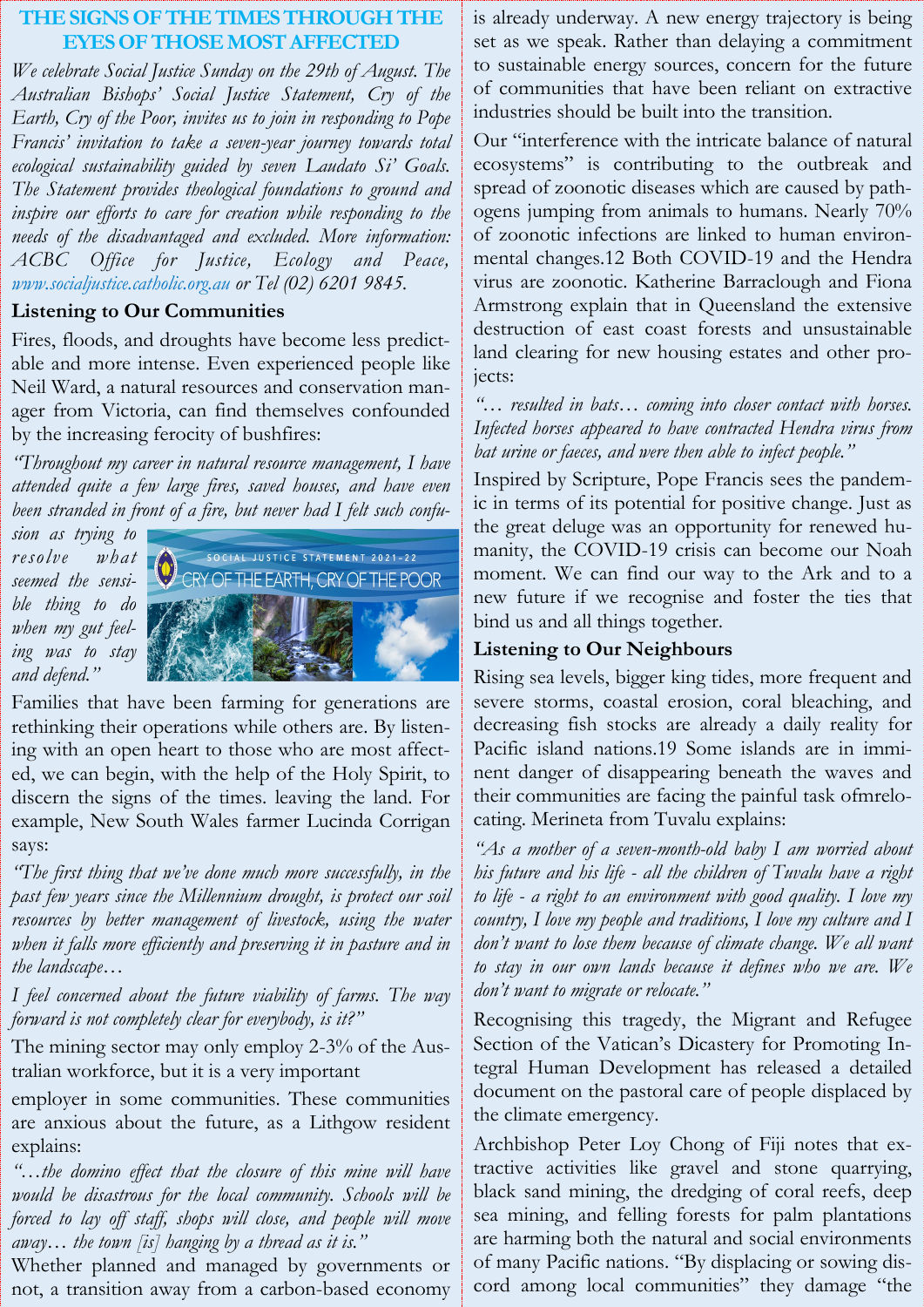## THE SIGNS OF THE TIMES THROUGH THE EYES OF THOSE MOST AFFECTED

*We celebrate Social Justice Sunday on the 29th of August. The Australian Bishops' Social Justice Statement, Cry of the Earth, Cry of the Poor, invites us to join in responding to Pope Francis' invitation to take a seven-year journey towards total ecological sustainability guided by seven Laudato Si' Goals. The Statement provides theological foundations to ground and inspire our efforts to care for creation while responding to the needs of the disadvantaged and excluded. More information: ACBC Office for Justice, Ecology and Peace, www.socialjustice.catholic.org.au or Tel (02) 6201 9845.*

### Listening to Our Communities

Fires, floods, and droughts have become less predictable and more intense. Even experienced people like Neil Ward, a natural resources and conservation manager from Victoria, can find themselves confounded by the increasing ferocity of bushfires:

*"Throughout my career in natural resource management, I have attended quite a few large fires, saved houses, and have even been stranded in front of a fire, but never had I felt such confusion as trying to resolve what seemed the sensible thing to do when my gut feeling was to stay and defend."*

Families that have been farming for generations are rethinking their operations while others are. By listening with an open heart to those who are most affected, we can begin, with the help of the Holy Spirit, to discern the signs of the times. leaving the land. For example, New South Wales farmer Lucinda Corrigan says:

*"The first thing that we've done much more successfully, in the past few years since the Millennium drought, is protect our soil resources by better management of livestock, using the water when it falls more efficiently and preserving it in pasture and in the landscape…*

*I feel concerned about the future viability of farms. The way forward is not completely clear for everybody, is it?"*

The mining sector may only employ 2-3% of the Australian workforce, but it is a very important employer in some communities. These communities are anxious about the future, as a Lithgow resident explains:

*"…the domino effect that the closure of this mine will have would be disastrous for the local community. Schools will be forced to lay off staff, shops will close, and people will move away… the town [is] hanging by a thread as it is."*

Whether planned and managed by governments or not, a transition away from a carbon-based economy is already underway. A new energy trajectory is being set as we speak. Rather than delaying a commitment to sustainable energy sources, concern for the future of communities that have been reliant on extractive industries should be built into the transition.

Our "interference with the intricate balance of natural ecosystems" is contributing to the outbreak and spread of zoonotic diseases which are caused by pathogens jumping from animals to humans. Nearly 70% of zoonotic infections are linked to human environmental changes.12 Both COVID-19 and the Hendra virus are zoonotic. Katherine Barraclough and Fiona Armstrong explain that in Queensland the extensive destruction of east coast forests and unsustainable land clearing for new housing estates and other projects:

*"… resulted in bats… coming into closer contact with horses. Infected horses appeared to have contracted Hendra virus from bat urine or faeces, and were then able to infect people."*

Inspired by Scripture, Pope Francis sees the pandemic in terms of its potential for positive change. Just as the great deluge was an opportunity for renewed humanity, the COVID-19 crisis can become our Noah moment. We can find our way to the Ark and to a new future if we recognise and foster the ties that bind us and all things together.

### Listening to Our Neighbours

Rising sea levels, bigger king tides, more frequent and severe storms, coastal erosion, coral bleaching, and decreasing fish stocks are already a daily reality for Pacific island nations.19 Some islands are in imminent danger of disappearing beneath the waves and their communities are facing the painful task ofmrelocating. Merineta from Tuvalu explains:

*"As a mother of a seven-month-old baby I am worried about his future and his life - all the children of Tuvalu have a right to life - a right to an environment with good quality. I love my country, I love my people and traditions, I love my culture and I don't want to lose them because of climate change. We all want to stay in our own lands because it defines who we are. We don't want to migrate or relocate."*

Recognising this tragedy, the Migrant and Refugee Section of the Vatican's Dicastery for Promoting Integral Human Development has released a detailed document on the pastoral care of people displaced by the climate emergency.

Archbishop Peter Loy Chong of Fiji notes that extractive activities like gravel and stone quarrying, black sand mining, the dredging of coral reefs, deep sea mining, and felling forests for palm plantations are harming both the natural and social environments of many Pacific nations. "By displacing or sowing discord among local communities" they damage "the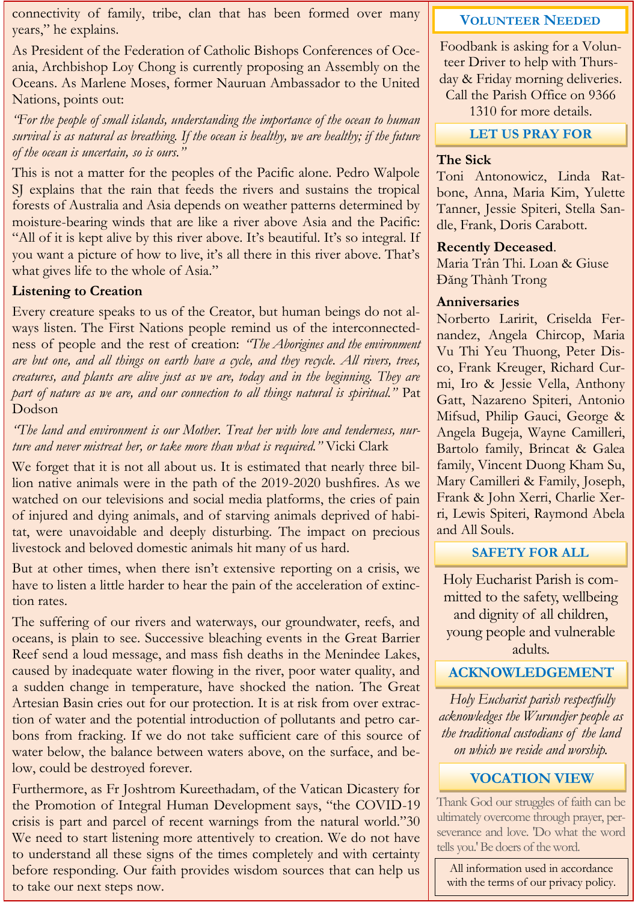connectivity of family, tribe, clan that has been formed over many years," he explains.

As President of the Federation of Catholic Bishops Conferences of Oceania, Archbishop Loy Chong is currently proposing an Assembly on the Oceans. As Marlene Moses, former Nauruan Ambassador to the United Nations, points out:

*"For the people of small islands, understanding the importance of the ocean to human survival is as natural as breathing. If the ocean is healthy, we are healthy; if the future of the ocean is uncertain, so is ours."*

This is not a matter for the peoples of the Pacific alone. Pedro Walpole SJ explains that the rain that feeds the rivers and sustains the tropical forests of Australia and Asia depends on weather patterns determined by moisture-bearing winds that are like a river above Asia and the Pacific: "All of it is kept alive by this river above. It's beautiful. It's so integral. If you want a picture of how to live, it's all there in this river above. That's what gives life to the whole of Asia."

**Listening to Creation**

Every creature speaks to us of the Creator, but human beings do not always listen. The First Nations people remind us of the interconnectedness of people and the rest of creation: *"The Aborigines and the environment are but one, and all things on earth have a cycle, and they recycle. All rivers, trees, creatures, and plants are alive just as we are, today and in the beginning. They are part of nature as we are, and our connection to all things natural is spiritual."* Pat Dodson

*"The land and environment is our Mother. Treat her with love and tenderness, nurture and never mistreat her, or take more than what is required."* Vicki Clark

We forget that it is not all about us. It is estimated that nearly three billion native animals were in the path of the 2019-2020 bushfires. As we watched on our televisions and social media platforms, the cries of pain of injured and dying animals, and of starving animals deprived of habitat, were unavoidable and deeply disturbing. The impact on precious livestock and beloved domestic animals hit many of us hard.

But at other times, when there isn't extensive reporting on a crisis, we have to listen a little harder to hear the pain of the acceleration of extinction rates.

The suffering of our rivers and waterways, our groundwater, reefs, and oceans, is plain to see. Successive bleaching events in the Great Barrier Reef send a loud message, and mass fish deaths in the Menindee Lakes, caused by inadequate water flowing in the river, poor water quality, and a sudden change in temperature, have shocked the nation. The Great Artesian Basin cries out for our protection. It is at risk from over extraction of water and the potential introduction of pollutants and petro carbons from fracking. If we do not take sufficient care of this source of water below, the balance between waters above, on the surface, and below, could be destroyed forever.

Furthermore, as Fr Joshtrom Kureethadam, of the Vatican Dicastery for the Promotion of Integral Human Development says, "the COVID-19 crisis is part and parcel of recent warnings from the natural world."30 We need to start listening more attentively to creation. We do not have to understand all these signs of the times completely and with certainty before responding. Our faith provides wisdom sources that can help us to take our next steps now.

## VOLUNTEER NEEDED

Foodbank is asking for a Volunteer Driver to help with Thursday & Friday morning deliveries. Call the Parish Office on 9366 1310 for more details.

## LET US PRAY FOR

**The Sick**

Toni Antonowicz, Linda Ratbone, Anna, Maria Kim, Yulette Tanner, Jessie Spiteri, Stella Sandle, Frank, Doris Carabott.

**Recently Deceased**.

Maria Trân Thi. Loan & Giuse Đăng Thành Trong

**Anniversaries**

Norberto Laririt, Criselda Fernandez, Angela Chircop, Maria Vu Thi Yeu Thuong, Peter Disco, Frank Kreuger, Richard Curmi, Iro & Jessie Vella, Anthony Gatt, Nazareno Spiteri, Antonio Mifsud, Philip Gauci, George & Angela Bugeja, Wayne Camilleri, Bartolo family, Brincat & Galea family, Vincent Duong Kham Su, Mary Camilleri & Family, Joseph, Frank & John Xerri, Charlie Xerri, Lewis Spiteri, Raymond Abela and All Souls.

## SAFETY FOR ALL

Holy Eucharist Parish is committed to the safety, wellbeing and dignity of all children, young people and vulnerable adults.

## ACKNOWLEDGEMENT

*Holy Eucharist parish respectfully acknowledges the Wurundjer people as the traditional custodians of the land on which we reside and worship.*

## VOCATION VIEW

Thank God our struggles of faith can be ultimately overcome through prayer, perseverance and love. 'Do what the word tells you.' Be doers of the word.

All information used in accordance with the terms of our privacy policy.